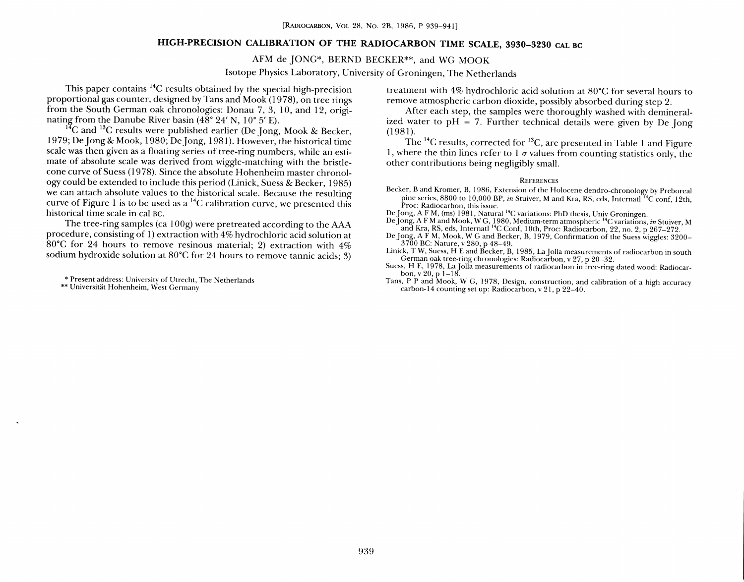# HIGH-PRECISION CALIBRATION OF THE RADIOCARBON TIME SCALE, 3930–3230 CAL BC

AFM de JONG*, BERND BECKER**, and WG MOOK

Isotope Physics Laboratory, University of Groningen, The Netherlands

This paper contains $^{14}C$ results obtained by the special high-precision proportional gas counter, designed by Tans and Mook (1978), on tree rings from the South German oak chronologies: Donau 7, 3, 10, and 12, originating from the Danube River basin (48° 24′ N, 10° 5′ E).

$^{14}C$ and $^{13}C$ results were published earlier (De Jong, Mook & Becker, 1979; De Jong & Mook, 1980; De Jong, 1981). However, the historical time scale was then given as a floating series of tree-ring numbers, while an estimate of absolute scale was derived from wiggle-matching with the bristlecone curve of Suess (1978). Since the absolute Hohenheim master chronology could be extended to include this period (Linick, Suess & Becker, 1985) we can attach absolute values to the historical scale. Because the resulting curve of Figure 1 is to be used as a $^{14}C$ calibration curve, we presented this historical time scale in cal BC.

The tree-ring samples (ca 100g) were pretreated according to the AAA procedure, consisting of 1) extraction with 4% hydrochloric acid solution at 80°C for 24 hours to remove resinous material; 2) extraction with 4% sodium hydroxide solution at 80°C for 24 hours to remove tannic acids; 3) treatment with 4% hydrochloric acid solution at 80°C for several hours to remove atmospheric carbon dioxide, possibly absorbed during step 2.

After each step, the samples were thoroughly washed with demineralized water to pH = 7. Further technical details were given by De Jong (1981).

The $^{14}C$ results, corrected for $^{13}C$, are presented in Table 1 and Figure 1, where the thin lines refer to 1 $\sigma$ values from counting statistics only, the other contributions being negligibly small.

\* Present address: University of Utrecht, The Netherlands

\*\* Universität Hohenheim, West Germany

## REFERENCES

Becker, B and Kromer, B, 1986, Extension of the Holocene dendro-chronology by Preboreal pine series, 8800 to 10,000 BP, *in* Stuiver, M and Kra, RS, eds, Internatl $^{14}C$ conf, 12th, Proc: Radiocarbon, this issue.

De Jong, A F M, (ms) 1981, Natural $^{14}C$ variations: PhD thesis, Univ Groningen.

De Jong, A F M and Mook, W G, 1980, Medium-term atmospheric $^{14}C$ variations, *in* Stuiver, M and Kra, RS, eds, Internatl $^{14}C$ Conf, 10th, Proc: Radiocarbon, 22, no. 2, p 267–272.

De Jong, A F M, Mook, W G and Becker, B, 1979, Confirmation of the Suess wiggles: 3200–3700 BC: Nature, v 280, p 48–49.

Linick, T W, Suess, H E and Becker, B, 1985, La Jolla measurements of radiocarbon in south German oak tree-ring chronologies: Radiocarbon, v 27, p 20–32.

Suess, H E, 1978, La Jolla measurements of radiocarbon in tree-ring dated wood: Radiocarbon, v 20, p 1–18.

Tans, P P and Mook, W G, 1978, Design, construction, and calibration of a high accuracy carbon-14 counting set up: Radiocarbon, v 21, p 22–40.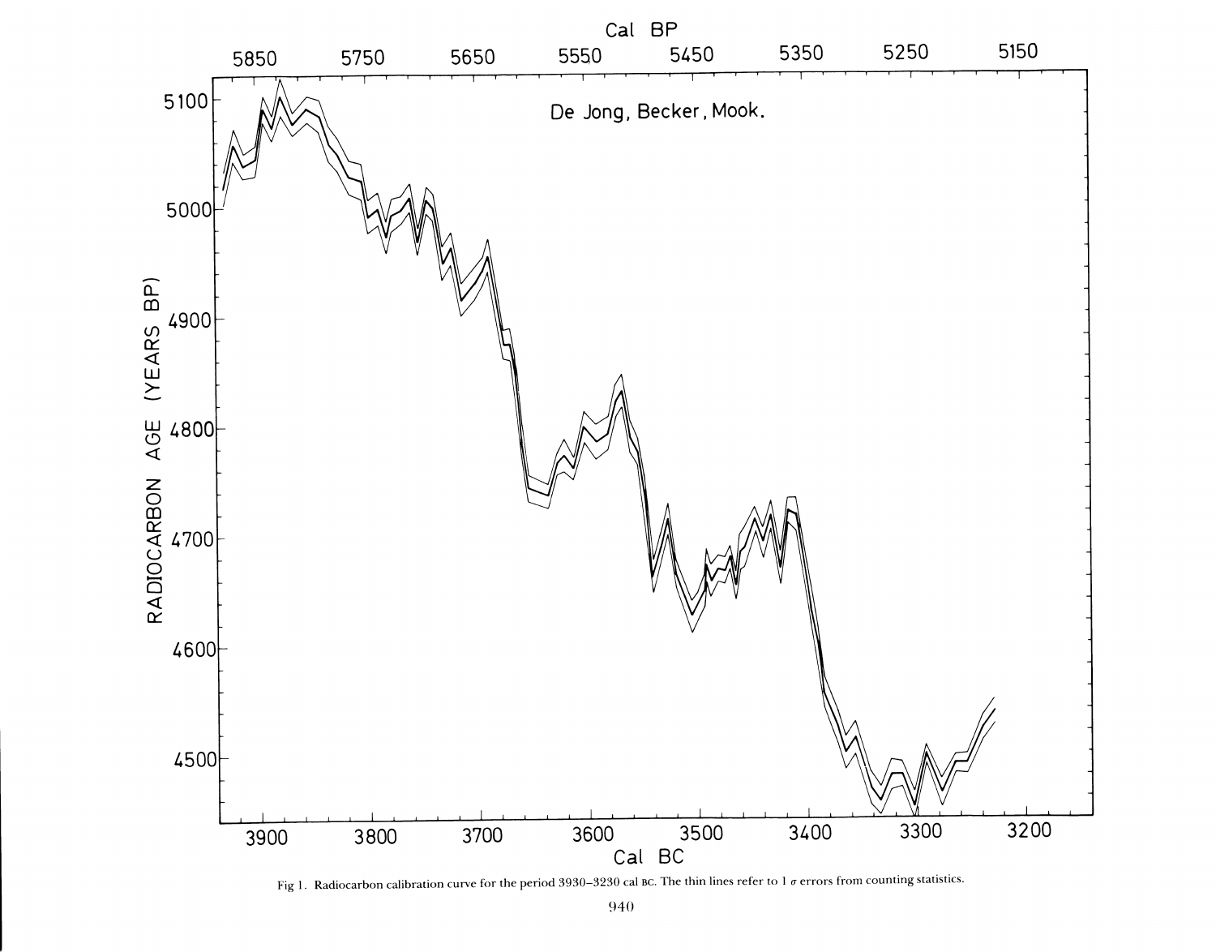Fig 1. Radiocarbon calibration curve for the period 3930–3230 cal BC. The thin lines refer to 1 σ errors from counting statistics.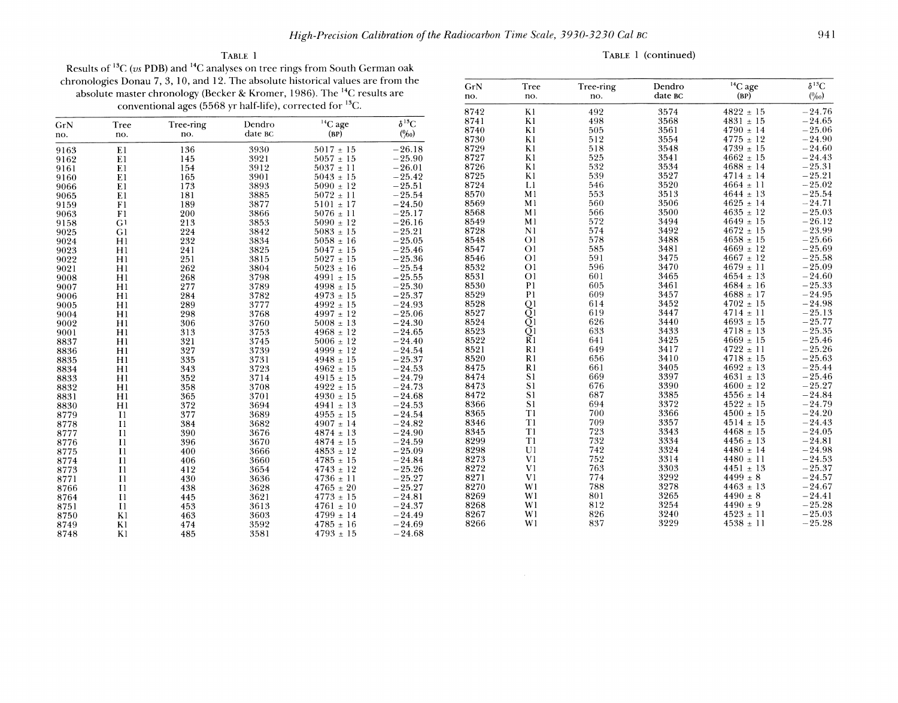**Table 1**

Results of $^{13}C$ (*vs* PDB) and $^{14}C$ analyses on tree rings from South German oak chronologies Donau 7, 3, 10, and 12. The absolute historical values are from the absolute master chronology (Becker & Kromer, 1986). The $^{14}C$ results are conventional ages (5568 yr half-life), corrected for $^{13}C$.

| GrN no. | Tree no. | Tree-ring no. | Dendro date BC | $^{14}C$ age (BP) | $\delta^{13}C$ (‰) |
|---|---|---|---|---|---|
| 9163 | E1 | 136 | 3930 | 5017 ± 15 | −26.18 |
| 9162 | E1 | 145 | 3921 | 5057 ± 15 | −25.90 |
| 9161 | E1 | 154 | 3912 | 5037 ± 11 | −26.01 |
| 9160 | E1 | 165 | 3901 | 5043 ± 15 | −25.42 |
| 9066 | E1 | 173 | 3893 | 5090 ± 12 | −25.51 |
| 9065 | E1 | 181 | 3885 | 5072 ± 11 | −25.54 |
| 9159 | F1 | 189 | 3877 | 5101 ± 17 | −24.50 |
| 9063 | F1 | 200 | 3866 | 5076 ± 11 | −25.17 |
| 9158 | G1 | 213 | 3853 | 5090 ± 12 | −26.16 |
| 9025 | G1 | 224 | 3842 | 5083 ± 15 | −25.21 |
| 9024 | H1 | 232 | 3834 | 5058 ± 16 | −25.05 |
| 9023 | H1 | 241 | 3825 | 5047 ± 15 | −25.46 |
| 9022 | H1 | 251 | 3815 | 5027 ± 15 | −25.36 |
| 9021 | H1 | 262 | 3804 | 5023 ± 16 | −25.54 |
| 9008 | H1 | 268 | 3798 | 4991 ± 15 | −25.55 |
| 9007 | H1 | 277 | 3789 | 4998 ± 15 | −25.30 |
| 9006 | H1 | 284 | 3782 | 4973 ± 15 | −25.37 |
| 9005 | H1 | 289 | 3777 | 4992 ± 15 | −24.93 |
| 9004 | H1 | 298 | 3768 | 4997 ± 12 | −25.06 |
| 9002 | H1 | 306 | 3760 | 5008 ± 13 | −24.30 |
| 9001 | H1 | 313 | 3753 | 4968 ± 12 | −24.65 |
| 8837 | H1 | 321 | 3745 | 5006 ± 12 | −24.40 |
| 8836 | H1 | 327 | 3739 | 4999 ± 12 | −24.54 |
| 8835 | H1 | 335 | 3731 | 4948 ± 15 | −25.37 |
| 8834 | H1 | 343 | 3723 | 4962 ± 15 | −24.53 |
| 8833 | H1 | 352 | 3714 | 4915 ± 15 | −24.79 |
| 8832 | H1 | 358 | 3708 | 4922 ± 15 | −24.73 |
| 8831 | H1 | 365 | 3701 | 4930 ± 15 | −24.68 |
| 8830 | H1 | 372 | 3694 | 4941 ± 13 | −24.53 |
| 8779 | I1 | 377 | 3689 | 4955 ± 15 | −24.54 |
| 8778 | I1 | 384 | 3682 | 4907 ± 14 | −24.82 |
| 8777 | I1 | 390 | 3676 | 4874 ± 13 | −24.90 |
| 8776 | I1 | 396 | 3670 | 4874 ± 15 | −24.59 |
| 8775 | I1 | 400 | 3666 | 4853 ± 12 | −25.09 |
| 8774 | I1 | 406 | 3660 | 4785 ± 15 | −24.84 |
| 8773 | I1 | 412 | 3654 | 4743 ± 12 | −25.26 |
| 8771 | I1 | 430 | 3636 | 4736 ± 11 | −25.27 |
| 8766 | I1 | 438 | 3628 | 4765 ± 20 | −25.27 |
| 8764 | I1 | 445 | 3621 | 4773 ± 15 | −24.81 |
| 8751 | I1 | 453 | 3613 | 4761 ± 10 | −24.37 |
| 8750 | K1 | 463 | 3603 | 4799 ± 14 | −24.49 |
| 8749 | K1 | 474 | 3592 | 4785 ± 16 | −24.69 |
| 8748 | K1 | 485 | 3581 | 4793 ± 15 | −24.68 |
| 8742 | K1 | 492 | 3574 | 4822 ± 15 | −24.76 |
| 8741 | K1 | 498 | 3568 | 4831 ± 15 | −24.65 |
| 8740 | K1 | 505 | 3561 | 4790 ± 14 | −25.06 |
| 8730 | K1 | 512 | 3554 | 4775 ± 12 | −24.90 |
| 8729 | K1 | 518 | 3548 | 4739 ± 15 | −24.60 |
| 8727 | K1 | 525 | 3541 | 4662 ± 15 | −24.43 |
| 8726 | K1 | 532 | 3534 | 4688 ± 14 | −25.31 |
| 8725 | K1 | 539 | 3527 | 4714 ± 14 | −25.21 |
| 8724 | L1 | 546 | 3520 | 4664 ± 11 | −25.02 |
| 8570 | M1 | 553 | 3513 | 4644 ± 13 | −25.54 |
| 8569 | M1 | 560 | 3506 | 4625 ± 14 | −24.71 |
| 8568 | M1 | 566 | 3500 | 4635 ± 12 | −25.03 |
| 8549 | M1 | 572 | 3494 | 4649 ± 15 | −26.12 |
| 8728 | N1 | 574 | 3492 | 4672 ± 15 | −23.99 |
| 8548 | O1 | 578 | 3488 | 4658 ± 15 | −25.66 |
| 8547 | O1 | 585 | 3481 | 4669 ± 12 | −25.69 |
| 8546 | O1 | 591 | 3475 | 4667 ± 12 | −25.58 |
| 8532 | O1 | 596 | 3470 | 4679 ± 11 | −25.09 |
| 8531 | O1 | 601 | 3465 | 4654 ± 13 | −24.60 |
| 8530 | P1 | 605 | 3461 | 4684 ± 16 | −25.33 |
| 8529 | P1 | 609 | 3457 | 4688 ± 17 | −24.95 |
| 8528 | Q1 | 614 | 3452 | 4702 ± 15 | −24.98 |
| 8527 | Q1 | 619 | 3447 | 4714 ± 11 | −25.13 |
| 8524 | Q1 | 626 | 3440 | 4693 ± 15 | −25.77 |
| 8523 | Q1 | 633 | 3433 | 4718 ± 13 | −25.35 |
| 8522 | R1 | 641 | 3425 | 4669 ± 15 | −25.46 |
| 8521 | R1 | 649 | 3417 | 4722 ± 11 | −25.26 |
| 8520 | R1 | 656 | 3410 | 4718 ± 15 | −25.63 |
| 8475 | R1 | 661 | 3405 | 4692 ± 13 | −25.44 |
| 8474 | S1 | 669 | 3397 | 4631 ± 13 | −25.46 |
| 8473 | S1 | 676 | 3390 | 4600 ± 12 | −25.27 |
| 8472 | S1 | 687 | 3385 | 4556 ± 14 | −24.84 |
| 8366 | S1 | 694 | 3372 | 4522 ± 15 | −24.79 |
| 8365 | T1 | 700 | 3366 | 4500 ± 15 | −24.20 |
| 8346 | T1 | 709 | 3357 | 4514 ± 15 | −24.43 |
| 8345 | T1 | 723 | 3343 | 4468 ± 15 | −24.05 |
| 8299 | T1 | 732 | 3334 | 4456 ± 13 | −24.81 |
| 8298 | U1 | 742 | 3324 | 4480 ± 14 | −24.98 |
| 8273 | V1 | 752 | 3314 | 4480 ± 11 | −24.53 |
| 8272 | V1 | 763 | 3303 | 4451 ± 13 | −25.37 |
| 8271 | V1 | 774 | 3292 | 4499 ± 8 | −24.57 |
| 8270 | W1 | 788 | 3278 | 4463 ± 13 | −24.67 |
| 8269 | W1 | 801 | 3265 | 4490 ± 8 | −24.41 |
| 8268 | W1 | 812 | 3254 | 4490 ± 9 | −25.28 |
| 8267 | W1 | 826 | 3240 | 4523 ± 11 | −25.03 |
| 8266 | W1 | 837 | 3229 | 4538 ± 11 | −25.28 |